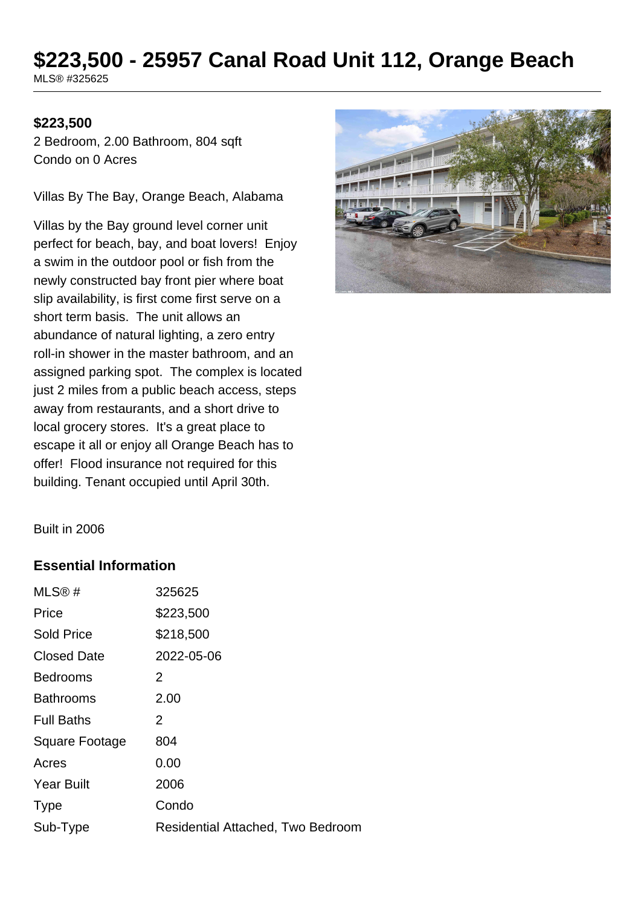# $223,500 - 25957 Canal Road Unit 112, Orange Beach

MLS® #325625

**$223,500**

2 Bedroom, 2.00 Bathroom, 804 sqft
Condo on 0 Acres

Villas By The Bay, Orange Beach, Alabama

Villas by the Bay ground level corner unit perfect for beach, bay, and boat lovers! Enjoy a swim in the outdoor pool or fish from the newly constructed bay front pier where boat slip availability, is first come first serve on a short term basis. The unit allows an abundance of natural lighting, a zero entry roll-in shower in the master bathroom, and an assigned parking spot. The complex is located just 2 miles from a public beach access, steps away from restaurants, and a short drive to local grocery stores. It's a great place to escape it all or enjoy all Orange Beach has to offer! Flood insurance not required for this building. Tenant occupied until April 30th.

Built in 2006

### Essential Information

| | |
|---|---|
| MLS® # | 325625 |
| Price | $223,500 |
| Sold Price | $218,500 |
| Closed Date | 2022-05-06 |
| Bedrooms | 2 |
| Bathrooms | 2.00 |
| Full Baths | 2 |
| Square Footage | 804 |
| Acres | 0.00 |
| Year Built | 2006 |
| Type | Condo |
| Sub-Type | Residential Attached, Two Bedroom |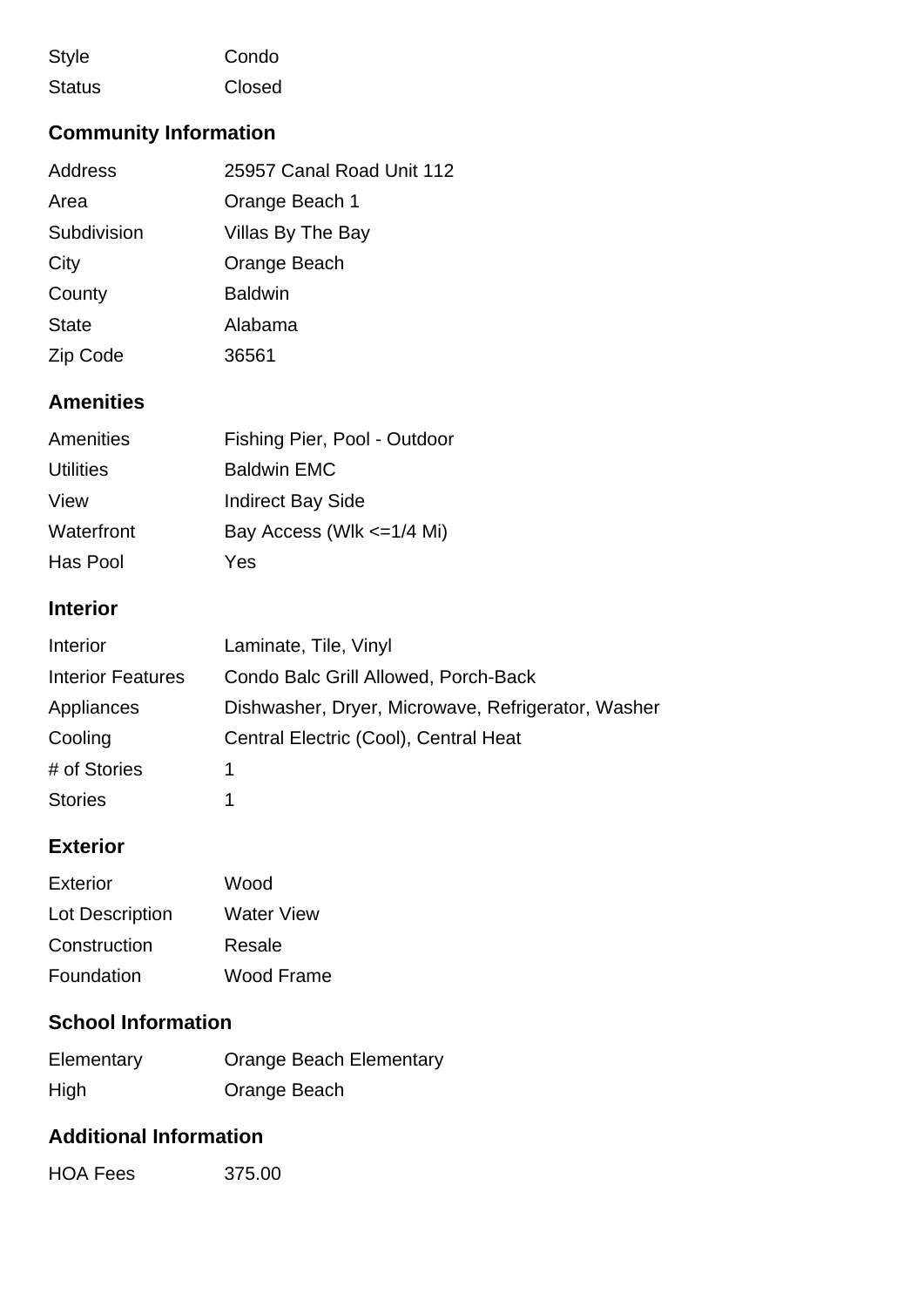| | |
|---|---|
| Style | Condo |
| Status | Closed |

## Community Information

| | |
|---|---|
| Address | 25957 Canal Road Unit 112 |
| Area | Orange Beach 1 |
| Subdivision | Villas By The Bay |
| City | Orange Beach |
| County | Baldwin |
| State | Alabama |
| Zip Code | 36561 |

## Amenities

| | |
|---|---|
| Amenities | Fishing Pier, Pool - Outdoor |
| Utilities | Baldwin EMC |
| View | Indirect Bay Side |
| Waterfront | Bay Access (Wlk <=1/4 Mi) |
| Has Pool | Yes |

## Interior

| | |
|---|---|
| Interior | Laminate, Tile, Vinyl |
| Interior Features | Condo Balc Grill Allowed, Porch-Back |
| Appliances | Dishwasher, Dryer, Microwave, Refrigerator, Washer |
| Cooling | Central Electric (Cool), Central Heat |
| # of Stories | 1 |
| Stories | 1 |

## Exterior

| | |
|---|---|
| Exterior | Wood |
| Lot Description | Water View |
| Construction | Resale |
| Foundation | Wood Frame |

## School Information

| | |
|---|---|
| Elementary | Orange Beach Elementary |
| High | Orange Beach |

## Additional Information

| | |
|---|---|
| HOA Fees | 375.00 |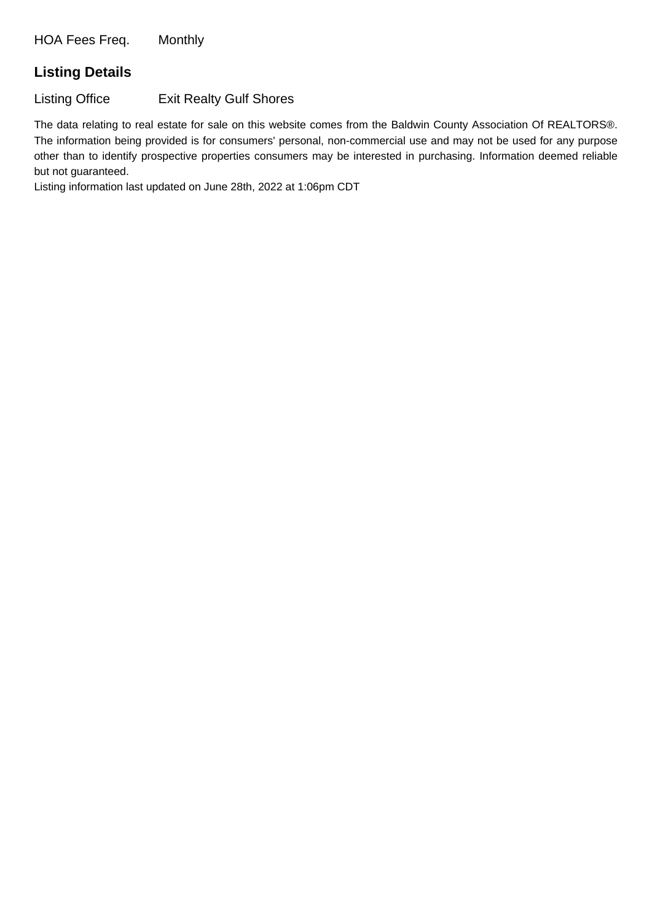| | |
|---|---|
| HOA Fees Freq. | Monthly |

## Listing Details

| | |
|---|---|
| Listing Office | Exit Realty Gulf Shores |

The data relating to real estate for sale on this website comes from the Baldwin County Association Of REALTORS®. The information being provided is for consumers' personal, non-commercial use and may not be used for any purpose other than to identify prospective properties consumers may be interested in purchasing. Information deemed reliable but not guaranteed.

Listing information last updated on June 28th, 2022 at 1:06pm CDT